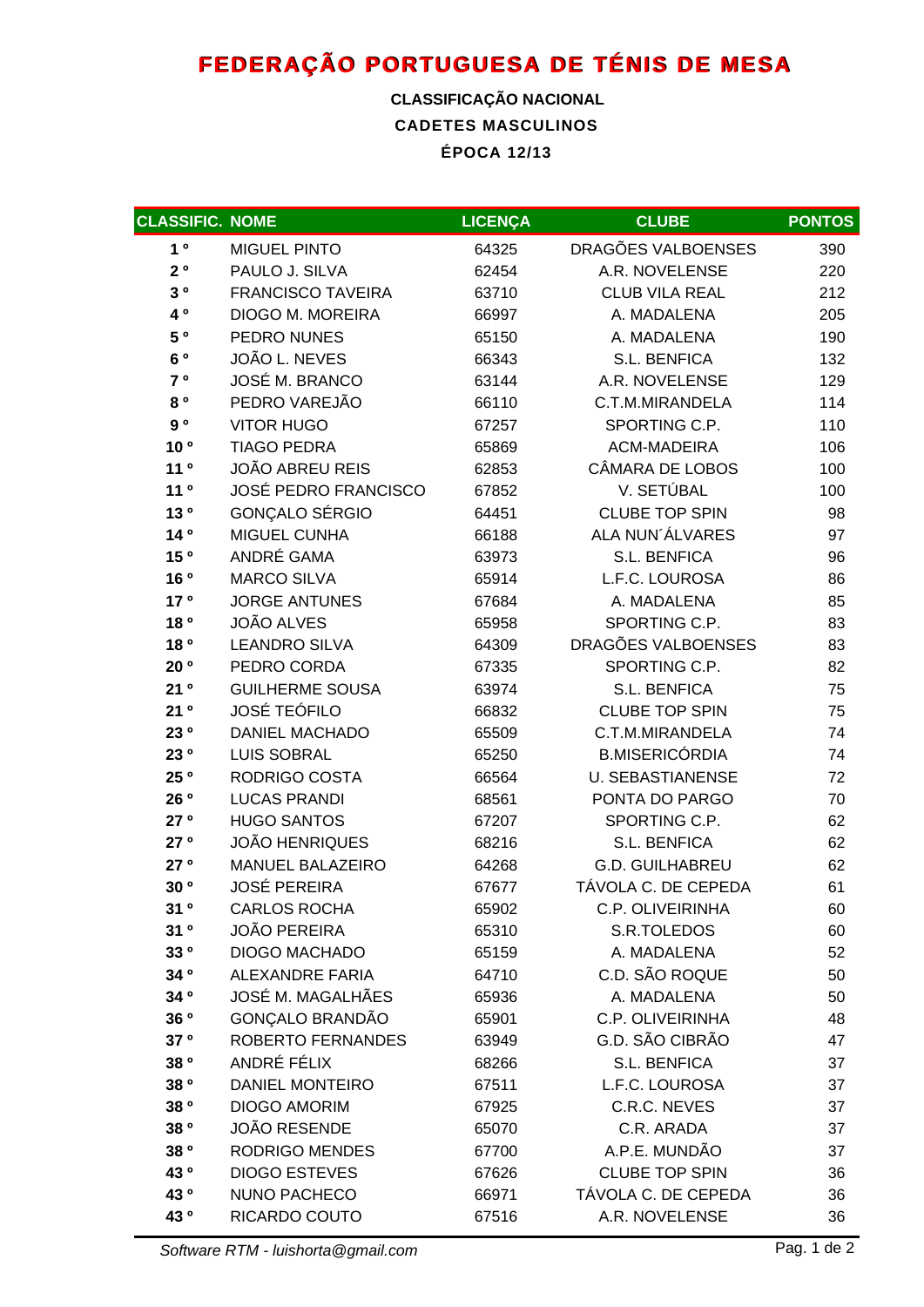# FEDERAÇÃO PORTUGUESA DE TÉNIS DE MESA

### CLASSIFICAÇÃO NACIONAL
### CADETES MASCULINOS
### ÉPOCA 12/13

| CLASSIFIC. | NOME | LICENÇA | CLUBE | PONTOS |
|---|---|---|---|---|
| 1 º | MIGUEL PINTO | 64325 | DRAGÕES VALBOENSES | 390 |
| 2 º | PAULO J. SILVA | 62454 | A.R. NOVELENSE | 220 |
| 3 º | FRANCISCO TAVEIRA | 63710 | CLUB VILA REAL | 212 |
| 4 º | DIOGO M. MOREIRA | 66997 | A. MADALENA | 205 |
| 5 º | PEDRO NUNES | 65150 | A. MADALENA | 190 |
| 6 º | JOÃO L. NEVES | 66343 | S.L. BENFICA | 132 |
| 7 º | JOSÉ M. BRANCO | 63144 | A.R. NOVELENSE | 129 |
| 8 º | PEDRO VAREJÃO | 66110 | C.T.M.MIRANDELA | 114 |
| 9 º | VITOR HUGO | 67257 | SPORTING C.P. | 110 |
| 10 º | TIAGO PEDRA | 65869 | ACM-MADEIRA | 106 |
| 11 º | JOÃO ABREU REIS | 62853 | CÂMARA DE LOBOS | 100 |
| 11 º | JOSÉ PEDRO FRANCISCO | 67852 | V. SETÚBAL | 100 |
| 13 º | GONÇALO SÉRGIO | 64451 | CLUBE TOP SPIN | 98 |
| 14 º | MIGUEL CUNHA | 66188 | ALA NUN´ÁLVARES | 97 |
| 15 º | ANDRÉ GAMA | 63973 | S.L. BENFICA | 96 |
| 16 º | MARCO SILVA | 65914 | L.F.C. LOUROSA | 86 |
| 17 º | JORGE ANTUNES | 67684 | A. MADALENA | 85 |
| 18 º | JOÃO ALVES | 65958 | SPORTING C.P. | 83 |
| 18 º | LEANDRO SILVA | 64309 | DRAGÕES VALBOENSES | 83 |
| 20 º | PEDRO CORDA | 67335 | SPORTING C.P. | 82 |
| 21 º | GUILHERME SOUSA | 63974 | S.L. BENFICA | 75 |
| 21 º | JOSÉ TEÓFILO | 66832 | CLUBE TOP SPIN | 75 |
| 23 º | DANIEL MACHADO | 65509 | C.T.M.MIRANDELA | 74 |
| 23 º | LUIS SOBRAL | 65250 | B.MISERICÓRDIA | 74 |
| 25 º | RODRIGO COSTA | 66564 | U. SEBASTIANENSE | 72 |
| 26 º | LUCAS PRANDI | 68561 | PONTA DO PARGO | 70 |
| 27 º | HUGO SANTOS | 67207 | SPORTING C.P. | 62 |
| 27 º | JOÃO HENRIQUES | 68216 | S.L. BENFICA | 62 |
| 27 º | MANUEL BALAZEIRO | 64268 | G.D. GUILHABREU | 62 |
| 30 º | JOSÉ PEREIRA | 67677 | TÁVOLA C. DE CEPEDA | 61 |
| 31 º | CARLOS ROCHA | 65902 | C.P. OLIVEIRINHA | 60 |
| 31 º | JOÃO PEREIRA | 65310 | S.R.TOLEDOS | 60 |
| 33 º | DIOGO MACHADO | 65159 | A. MADALENA | 52 |
| 34 º | ALEXANDRE FARIA | 64710 | C.D. SÃO ROQUE | 50 |
| 34 º | JOSÉ M. MAGALHÃES | 65936 | A. MADALENA | 50 |
| 36 º | GONÇALO BRANDÃO | 65901 | C.P. OLIVEIRINHA | 48 |
| 37 º | ROBERTO FERNANDES | 63949 | G.D. SÃO CIBRÃO | 47 |
| 38 º | ANDRÉ FÉLIX | 68266 | S.L. BENFICA | 37 |
| 38 º | DANIEL MONTEIRO | 67511 | L.F.C. LOUROSA | 37 |
| 38 º | DIOGO AMORIM | 67925 | C.R.C. NEVES | 37 |
| 38 º | JOÃO RESENDE | 65070 | C.R. ARADA | 37 |
| 38 º | RODRIGO MENDES | 67700 | A.P.E. MUNDÃO | 37 |
| 43 º | DIOGO ESTEVES | 67626 | CLUBE TOP SPIN | 36 |
| 43 º | NUNO PACHECO | 66971 | TÁVOLA C. DE CEPEDA | 36 |
| 43 º | RICARDO COUTO | 67516 | A.R. NOVELENSE | 36 |

*Software RTM - luishorta@gmail.com*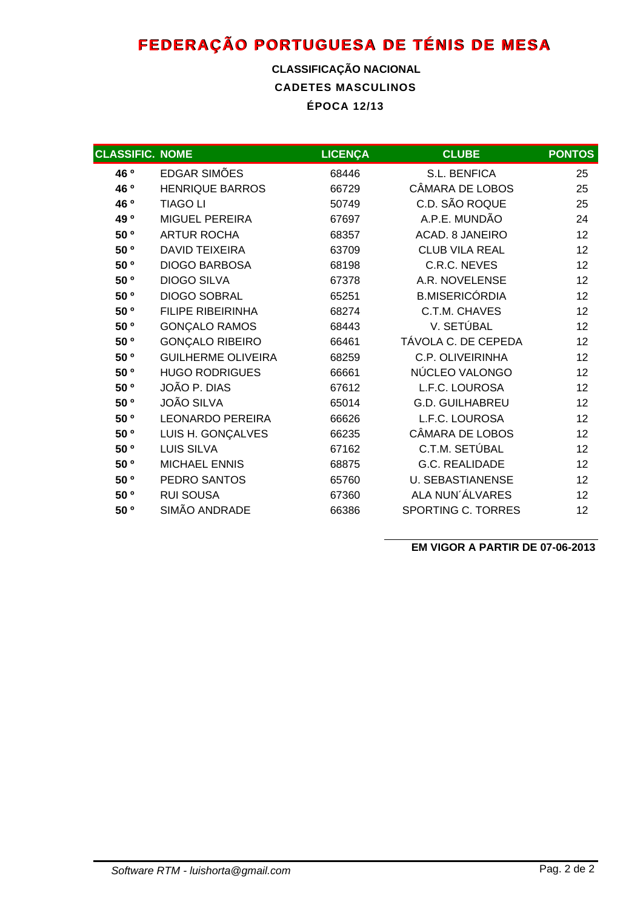# FEDERAÇÃO PORTUGUESA DE TÉNIS DE MESA

**CLASSIFICAÇÃO NACIONAL**

**CADETES MASCULINOS**

**ÉPOCA 12/13**

| CLASSIFIC. | NOME | LICENÇA | CLUBE | PONTOS |
|---|---|---|---|---|
| **46 º** | EDGAR SIMÕES | 68446 | S.L. BENFICA | 25 |
| **46 º** | HENRIQUE BARROS | 66729 | CÂMARA DE LOBOS | 25 |
| **46 º** | TIAGO LI | 50749 | C.D. SÃO ROQUE | 25 |
| **49 º** | MIGUEL PEREIRA | 67697 | A.P.E. MUNDÃO | 24 |
| **50 º** | ARTUR ROCHA | 68357 | ACAD. 8 JANEIRO | 12 |
| **50 º** | DAVID TEIXEIRA | 63709 | CLUB VILA REAL | 12 |
| **50 º** | DIOGO BARBOSA | 68198 | C.R.C. NEVES | 12 |
| **50 º** | DIOGO SILVA | 67378 | A.R. NOVELENSE | 12 |
| **50 º** | DIOGO SOBRAL | 65251 | B.MISERICÓRDIA | 12 |
| **50 º** | FILIPE RIBEIRINHA | 68274 | C.T.M. CHAVES | 12 |
| **50 º** | GONÇALO RAMOS | 68443 | V. SETÚBAL | 12 |
| **50 º** | GONÇALO RIBEIRO | 66461 | TÁVOLA C. DE CEPEDA | 12 |
| **50 º** | GUILHERME OLIVEIRA | 68259 | C.P. OLIVEIRINHA | 12 |
| **50 º** | HUGO RODRIGUES | 66661 | NÚCLEO VALONGO | 12 |
| **50 º** | JOÃO P. DIAS | 67612 | L.F.C. LOUROSA | 12 |
| **50 º** | JOÃO SILVA | 65014 | G.D. GUILHABREU | 12 |
| **50 º** | LEONARDO PEREIRA | 66626 | L.F.C. LOUROSA | 12 |
| **50 º** | LUIS H. GONÇALVES | 66235 | CÂMARA DE LOBOS | 12 |
| **50 º** | LUIS SILVA | 67162 | C.T.M. SETÚBAL | 12 |
| **50 º** | MICHAEL ENNIS | 68875 | G.C. REALIDADE | 12 |
| **50 º** | PEDRO SANTOS | 65760 | U. SEBASTIANENSE | 12 |
| **50 º** | RUI SOUSA | 67360 | ALA NUN´ÁLVARES | 12 |
| **50 º** | SIMÃO ANDRADE | 66386 | SPORTING C. TORRES | 12 |

**EM VIGOR A PARTIR DE 07-06-2013**

*Software RTM - luishorta@gmail.com*